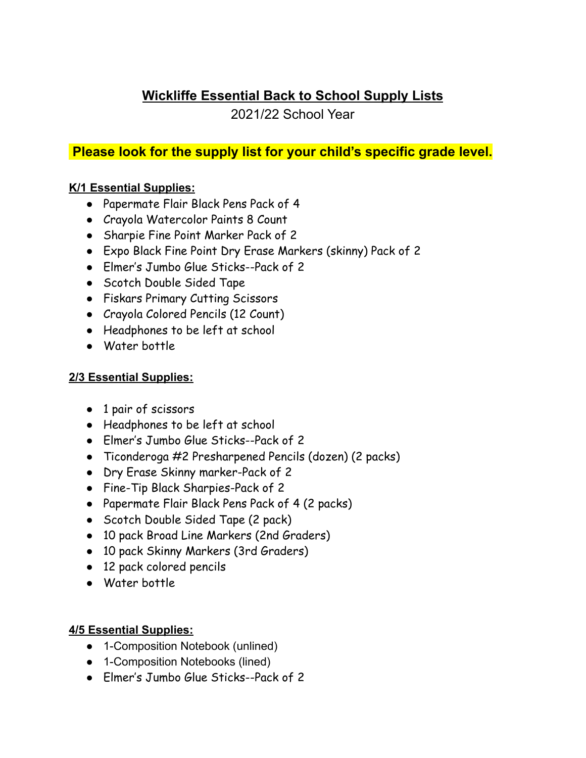# **Wickliffe Essential Back to School Supply Lists**

2021/22 School Year

**Please look for the supply list for your child's specific grade level.**

**K/1 Essential Supplies:**

- Papermate Flair Black Pens Pack of 4
- Crayola Watercolor Paints 8 Count
- Sharpie Fine Point Marker Pack of 2
- Expo Black Fine Point Dry Erase Markers (skinny) Pack of 2
- Elmer's Jumbo Glue Sticks--Pack of 2
- Scotch Double Sided Tape
- Fiskars Primary Cutting Scissors
- Crayola Colored Pencils (12 Count)
- Headphones to be left at school
- Water bottle

**2/3 Essential Supplies:**

- 1 pair of scissors
- Headphones to be left at school
- Elmer's Jumbo Glue Sticks--Pack of 2
- Ticonderoga #2 Presharpened Pencils (dozen) (2 packs)
- Dry Erase Skinny marker-Pack of 2
- Fine-Tip Black Sharpies-Pack of 2
- Papermate Flair Black Pens Pack of 4 (2 packs)
- Scotch Double Sided Tape (2 pack)
- 10 pack Broad Line Markers (2nd Graders)
- 10 pack Skinny Markers (3rd Graders)
- 12 pack colored pencils
- Water bottle

**4/5 Essential Supplies:**

- 1-Composition Notebook (unlined)
- 1-Composition Notebooks (lined)
- Elmer's Jumbo Glue Sticks--Pack of 2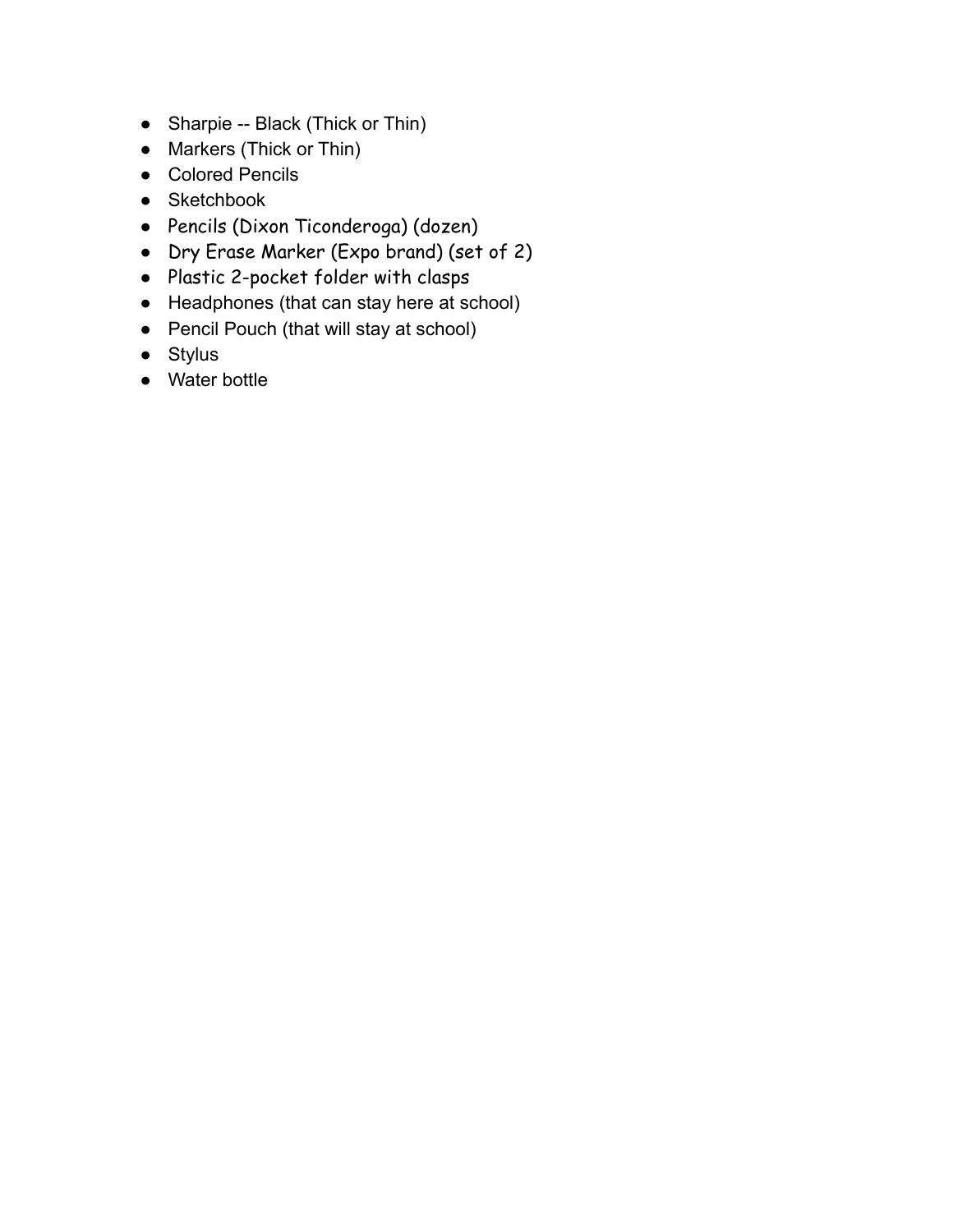- Sharpie -- Black (Thick or Thin)
- Markers (Thick or Thin)
- Colored Pencils
- Sketchbook
- Pencils (Dixon Ticonderoga) (dozen)
- Dry Erase Marker (Expo brand) (set of 2)
- Plastic 2-pocket folder with clasps
- Headphones (that can stay here at school)
- Pencil Pouch (that will stay at school)
- Stylus
- Water bottle